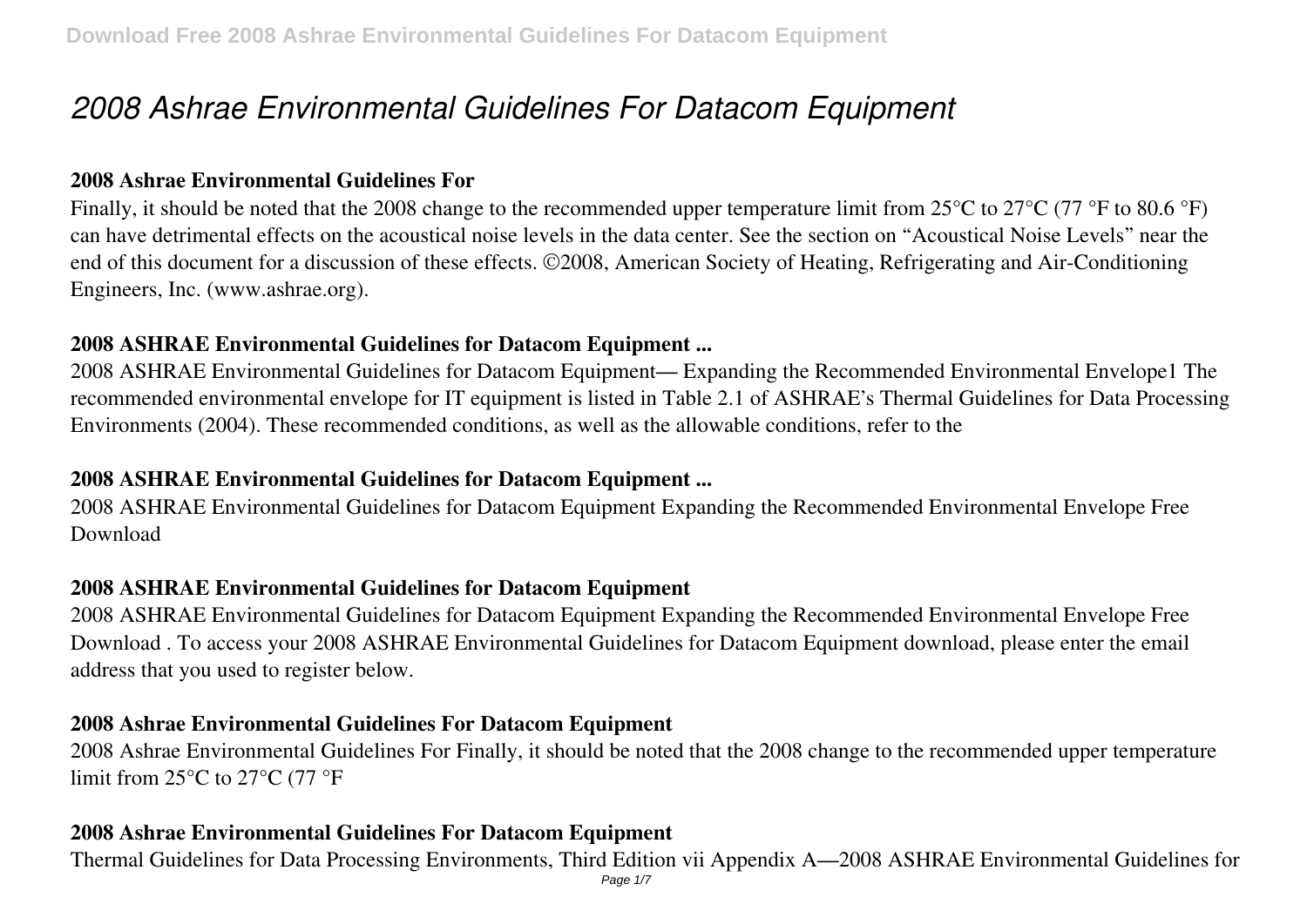# 2008 Ashrae Environmental Guidelines For Datacom Equipment

**2008 Ashrae Environmental Guidelines For**

Finally, it should be noted that the 2008 change to the recommended upper temperature limit from 25°C to 27°C (77 °F to 80.6 °F) can have detrimental effects on the acoustical noise levels in the data center. See the section on "Acoustical Noise Levels" near the end of this document for a discussion of these effects. ©2008, American Society of Heating, Refrigerating and Air-Conditioning Engineers, Inc. (www.ashrae.org).

**2008 ASHRAE Environmental Guidelines for Datacom Equipment ...**

2008 ASHRAE Environmental Guidelines for Datacom Equipment— Expanding the Recommended Environmental Envelope1 The recommended environmental envelope for IT equipment is listed in Table 2.1 of ASHRAE's Thermal Guidelines for Data Processing Environments (2004). These recommended conditions, as well as the allowable conditions, refer to the

**2008 ASHRAE Environmental Guidelines for Datacom Equipment ...**

2008 ASHRAE Environmental Guidelines for Datacom Equipment Expanding the Recommended Environmental Envelope Free Download

**2008 ASHRAE Environmental Guidelines for Datacom Equipment**

2008 ASHRAE Environmental Guidelines for Datacom Equipment Expanding the Recommended Environmental Envelope Free Download . To access your 2008 ASHRAE Environmental Guidelines for Datacom Equipment download, please enter the email address that you used to register below.

**2008 Ashrae Environmental Guidelines For Datacom Equipment**

2008 Ashrae Environmental Guidelines For Finally, it should be noted that the 2008 change to the recommended upper temperature limit from 25°C to 27°C (77 °F

**2008 Ashrae Environmental Guidelines For Datacom Equipment**

Thermal Guidelines for Data Processing Environments, Third Edition vii Appendix A—2008 ASHRAE Environmental Guidelines for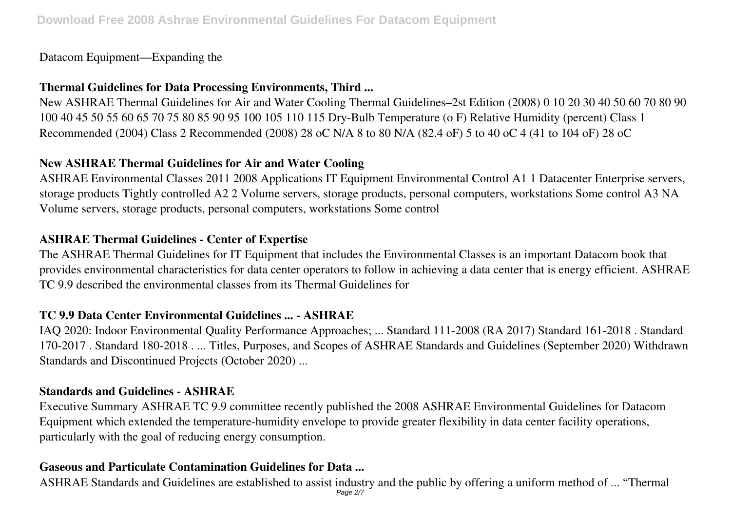Datacom Equipment—Expanding the

### Thermal Guidelines for Data Processing Environments, Third ...

New ASHRAE Thermal Guidelines for Air and Water Cooling Thermal Guidelines–2st Edition (2008) 0 10 20 30 40 50 60 70 80 90 100 40 45 50 55 60 65 70 75 80 85 90 95 100 105 110 115 Dry-Bulb Temperature (o F) Relative Humidity (percent) Class 1 Recommended (2004) Class 2 Recommended (2008) 28 oC N/A 8 to 80 N/A (82.4 oF) 5 to 40 oC 4 (41 to 104 oF) 28 oC

### New ASHRAE Thermal Guidelines for Air and Water Cooling

ASHRAE Environmental Classes 2011 2008 Applications IT Equipment Environmental Control A1 1 Datacenter Enterprise servers, storage products Tightly controlled A2 2 Volume servers, storage products, personal computers, workstations Some control A3 NA Volume servers, storage products, personal computers, workstations Some control

### ASHRAE Thermal Guidelines - Center of Expertise

The ASHRAE Thermal Guidelines for IT Equipment that includes the Environmental Classes is an important Datacom book that provides environmental characteristics for data center operators to follow in achieving a data center that is energy efficient. ASHRAE TC 9.9 described the environmental classes from its Thermal Guidelines for

### TC 9.9 Data Center Environmental Guidelines ... - ASHRAE

IAQ 2020: Indoor Environmental Quality Performance Approaches; ... Standard 111-2008 (RA 2017) Standard 161-2018 . Standard 170-2017 . Standard 180-2018 . ... Titles, Purposes, and Scopes of ASHRAE Standards and Guidelines (September 2020) Withdrawn Standards and Discontinued Projects (October 2020) ...

### Standards and Guidelines - ASHRAE

Executive Summary ASHRAE TC 9.9 committee recently published the 2008 ASHRAE Environmental Guidelines for Datacom Equipment which extended the temperature-humidity envelope to provide greater flexibility in data center facility operations, particularly with the goal of reducing energy consumption.

### Gaseous and Particulate Contamination Guidelines for Data ...

ASHRAE Standards and Guidelines are established to assist industry and the public by offering a uniform method of ... "Thermal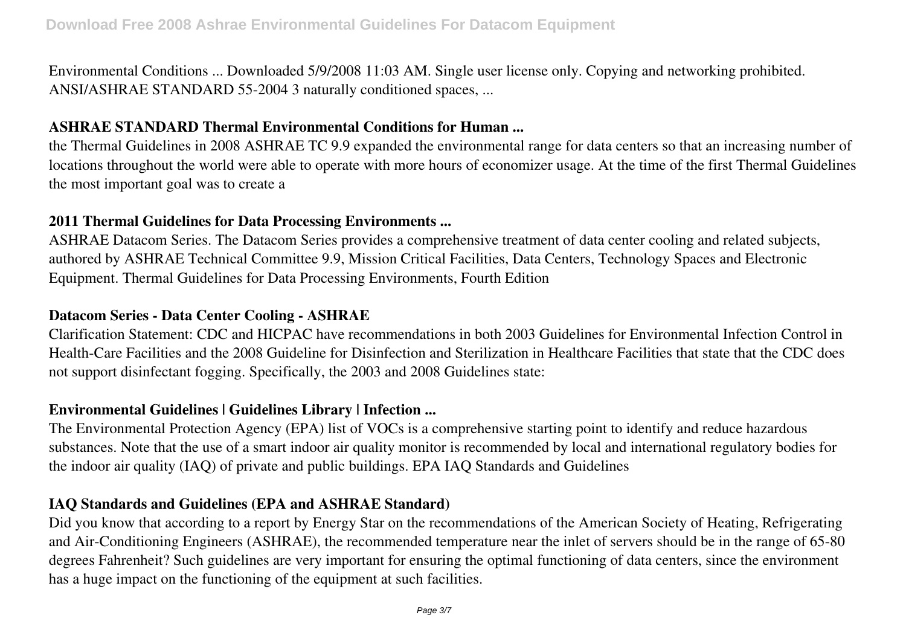Environmental Conditions ... Downloaded 5/9/2008 11:03 AM. Single user license only. Copying and networking prohibited. ANSI/ASHRAE STANDARD 55-2004 3 naturally conditioned spaces, ...

### ASHRAE STANDARD Thermal Environmental Conditions for Human ...

the Thermal Guidelines in 2008 ASHRAE TC 9.9 expanded the environmental range for data centers so that an increasing number of locations throughout the world were able to operate with more hours of economizer usage. At the time of the first Thermal Guidelines the most important goal was to create a

### 2011 Thermal Guidelines for Data Processing Environments ...

ASHRAE Datacom Series. The Datacom Series provides a comprehensive treatment of data center cooling and related subjects, authored by ASHRAE Technical Committee 9.9, Mission Critical Facilities, Data Centers, Technology Spaces and Electronic Equipment. Thermal Guidelines for Data Processing Environments, Fourth Edition

### Datacom Series - Data Center Cooling - ASHRAE

Clarification Statement: CDC and HICPAC have recommendations in both 2003 Guidelines for Environmental Infection Control in Health-Care Facilities and the 2008 Guideline for Disinfection and Sterilization in Healthcare Facilities that state that the CDC does not support disinfectant fogging. Specifically, the 2003 and 2008 Guidelines state:

### Environmental Guidelines | Guidelines Library | Infection ...

The Environmental Protection Agency (EPA) list of VOCs is a comprehensive starting point to identify and reduce hazardous substances. Note that the use of a smart indoor air quality monitor is recommended by local and international regulatory bodies for the indoor air quality (IAQ) of private and public buildings. EPA IAQ Standards and Guidelines

### IAQ Standards and Guidelines (EPA and ASHRAE Standard)

Did you know that according to a report by Energy Star on the recommendations of the American Society of Heating, Refrigerating and Air-Conditioning Engineers (ASHRAE), the recommended temperature near the inlet of servers should be in the range of 65-80 degrees Fahrenheit? Such guidelines are very important for ensuring the optimal functioning of data centers, since the environment has a huge impact on the functioning of the equipment at such facilities.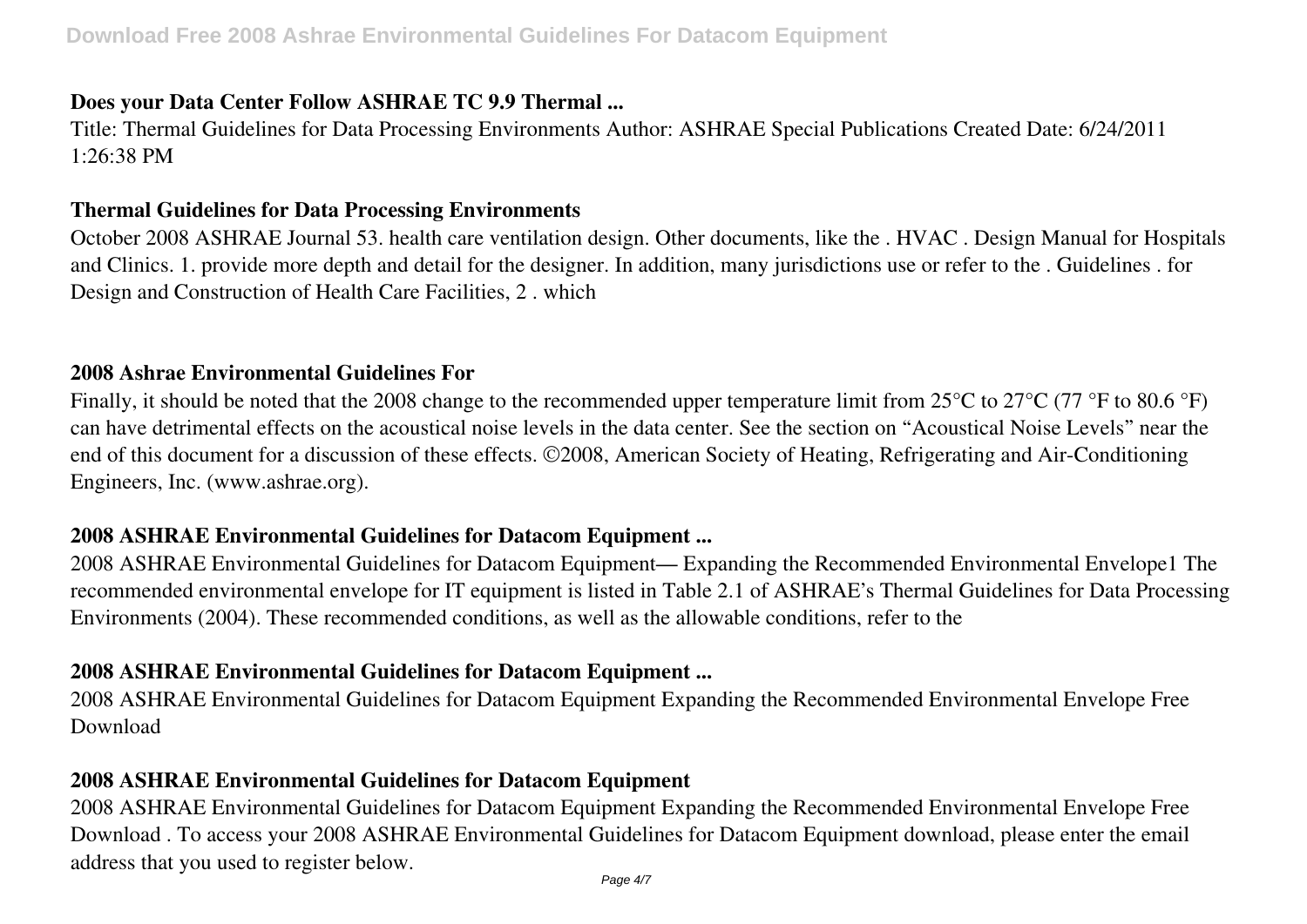### Does your Data Center Follow ASHRAE TC 9.9 Thermal ...

Title: Thermal Guidelines for Data Processing Environments Author: ASHRAE Special Publications Created Date: 6/24/2011 1:26:38 PM

### Thermal Guidelines for Data Processing Environments

October 2008 ASHRAE Journal 53. health care ventilation design. Other documents, like the . HVAC . Design Manual for Hospitals and Clinics. 1. provide more depth and detail for the designer. In addition, many jurisdictions use or refer to the . Guidelines . for Design and Construction of Health Care Facilities, 2 . which

### 2008 Ashrae Environmental Guidelines For

Finally, it should be noted that the 2008 change to the recommended upper temperature limit from 25°C to 27°C (77 °F to 80.6 °F) can have detrimental effects on the acoustical noise levels in the data center. See the section on "Acoustical Noise Levels" near the end of this document for a discussion of these effects. ©2008, American Society of Heating, Refrigerating and Air-Conditioning Engineers, Inc. (www.ashrae.org).

### 2008 ASHRAE Environmental Guidelines for Datacom Equipment ...

2008 ASHRAE Environmental Guidelines for Datacom Equipment— Expanding the Recommended Environmental Envelope1 The recommended environmental envelope for IT equipment is listed in Table 2.1 of ASHRAE's Thermal Guidelines for Data Processing Environments (2004). These recommended conditions, as well as the allowable conditions, refer to the

### 2008 ASHRAE Environmental Guidelines for Datacom Equipment ...

2008 ASHRAE Environmental Guidelines for Datacom Equipment Expanding the Recommended Environmental Envelope Free Download

### 2008 ASHRAE Environmental Guidelines for Datacom Equipment

2008 ASHRAE Environmental Guidelines for Datacom Equipment Expanding the Recommended Environmental Envelope Free Download . To access your 2008 ASHRAE Environmental Guidelines for Datacom Equipment download, please enter the email address that you used to register below.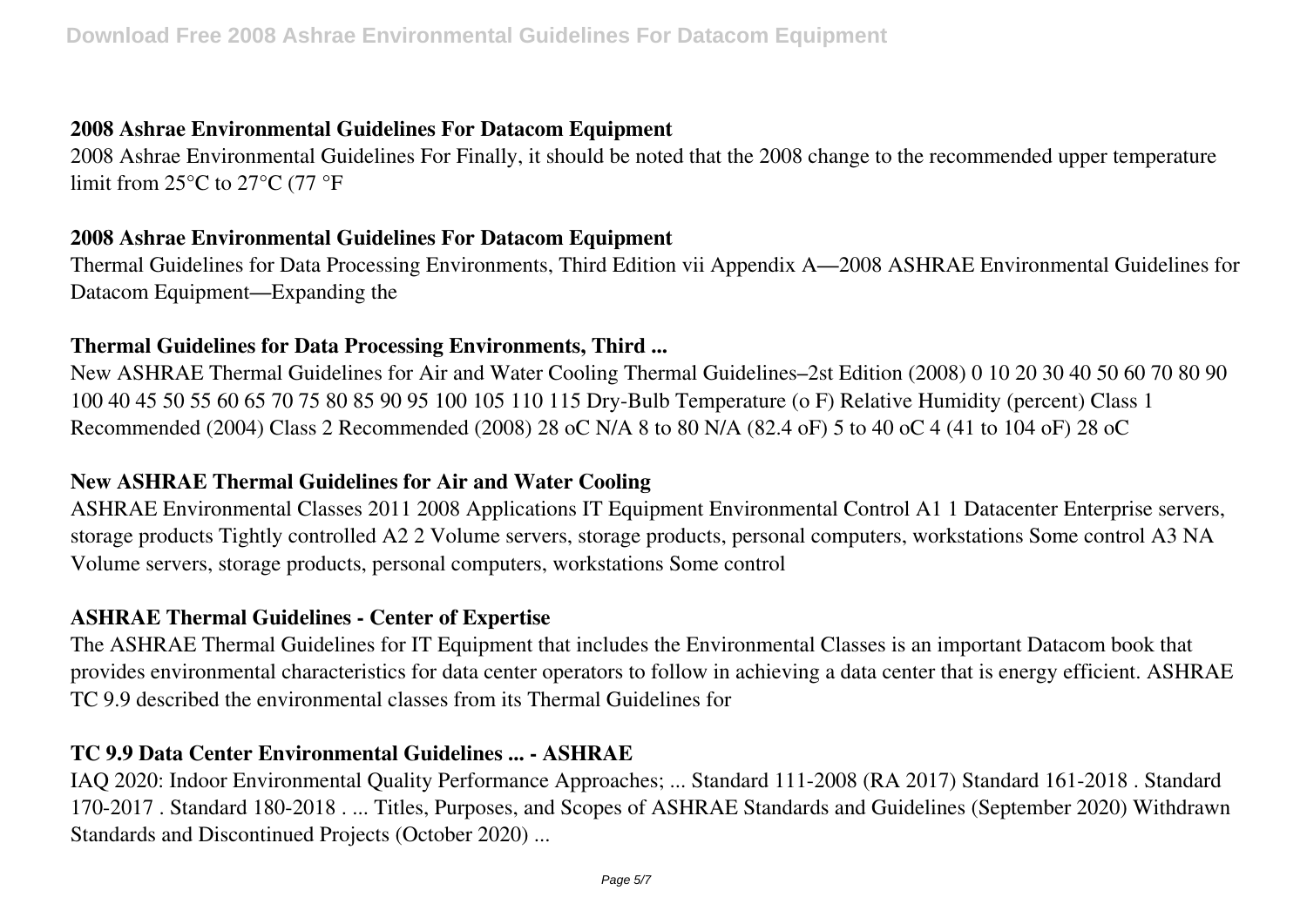### 2008 Ashrae Environmental Guidelines For Datacom Equipment

2008 Ashrae Environmental Guidelines For Finally, it should be noted that the 2008 change to the recommended upper temperature limit from 25°C to 27°C (77 °F

### 2008 Ashrae Environmental Guidelines For Datacom Equipment

Thermal Guidelines for Data Processing Environments, Third Edition vii Appendix A—2008 ASHRAE Environmental Guidelines for Datacom Equipment—Expanding the

### Thermal Guidelines for Data Processing Environments, Third ...

New ASHRAE Thermal Guidelines for Air and Water Cooling Thermal Guidelines–2st Edition (2008) 0 10 20 30 40 50 60 70 80 90 100 40 45 50 55 60 65 70 75 80 85 90 95 100 105 110 115 Dry-Bulb Temperature (o F) Relative Humidity (percent) Class 1 Recommended (2004) Class 2 Recommended (2008) 28 oC N/A 8 to 80 N/A (82.4 oF) 5 to 40 oC 4 (41 to 104 oF) 28 oC

### New ASHRAE Thermal Guidelines for Air and Water Cooling

ASHRAE Environmental Classes 2011 2008 Applications IT Equipment Environmental Control A1 1 Datacenter Enterprise servers, storage products Tightly controlled A2 2 Volume servers, storage products, personal computers, workstations Some control A3 NA Volume servers, storage products, personal computers, workstations Some control

### ASHRAE Thermal Guidelines - Center of Expertise

The ASHRAE Thermal Guidelines for IT Equipment that includes the Environmental Classes is an important Datacom book that provides environmental characteristics for data center operators to follow in achieving a data center that is energy efficient. ASHRAE TC 9.9 described the environmental classes from its Thermal Guidelines for

### TC 9.9 Data Center Environmental Guidelines ... - ASHRAE

IAQ 2020: Indoor Environmental Quality Performance Approaches; ... Standard 111-2008 (RA 2017) Standard 161-2018 . Standard 170-2017 . Standard 180-2018 . ... Titles, Purposes, and Scopes of ASHRAE Standards and Guidelines (September 2020) Withdrawn Standards and Discontinued Projects (October 2020) ...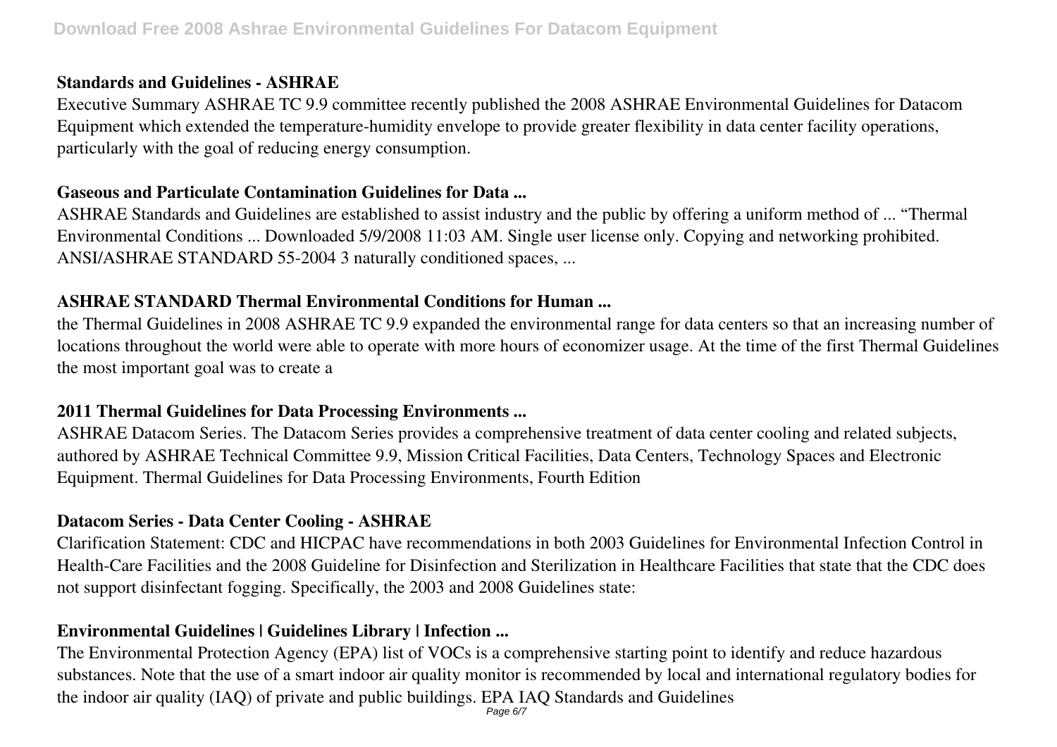### Standards and Guidelines - ASHRAE

Executive Summary ASHRAE TC 9.9 committee recently published the 2008 ASHRAE Environmental Guidelines for Datacom Equipment which extended the temperature-humidity envelope to provide greater flexibility in data center facility operations, particularly with the goal of reducing energy consumption.

### Gaseous and Particulate Contamination Guidelines for Data ...

ASHRAE Standards and Guidelines are established to assist industry and the public by offering a uniform method of ... "Thermal Environmental Conditions ... Downloaded 5/9/2008 11:03 AM. Single user license only. Copying and networking prohibited. ANSI/ASHRAE STANDARD 55-2004 3 naturally conditioned spaces, ...

### ASHRAE STANDARD Thermal Environmental Conditions for Human ...

the Thermal Guidelines in 2008 ASHRAE TC 9.9 expanded the environmental range for data centers so that an increasing number of locations throughout the world were able to operate with more hours of economizer usage. At the time of the first Thermal Guidelines the most important goal was to create a

### 2011 Thermal Guidelines for Data Processing Environments ...

ASHRAE Datacom Series. The Datacom Series provides a comprehensive treatment of data center cooling and related subjects, authored by ASHRAE Technical Committee 9.9, Mission Critical Facilities, Data Centers, Technology Spaces and Electronic Equipment. Thermal Guidelines for Data Processing Environments, Fourth Edition

### Datacom Series - Data Center Cooling - ASHRAE

Clarification Statement: CDC and HICPAC have recommendations in both 2003 Guidelines for Environmental Infection Control in Health-Care Facilities and the 2008 Guideline for Disinfection and Sterilization in Healthcare Facilities that state that the CDC does not support disinfectant fogging. Specifically, the 2003 and 2008 Guidelines state:

### Environmental Guidelines | Guidelines Library | Infection ...

The Environmental Protection Agency (EPA) list of VOCs is a comprehensive starting point to identify and reduce hazardous substances. Note that the use of a smart indoor air quality monitor is recommended by local and international regulatory bodies for the indoor air quality (IAQ) of private and public buildings. EPA IAQ Standards and Guidelines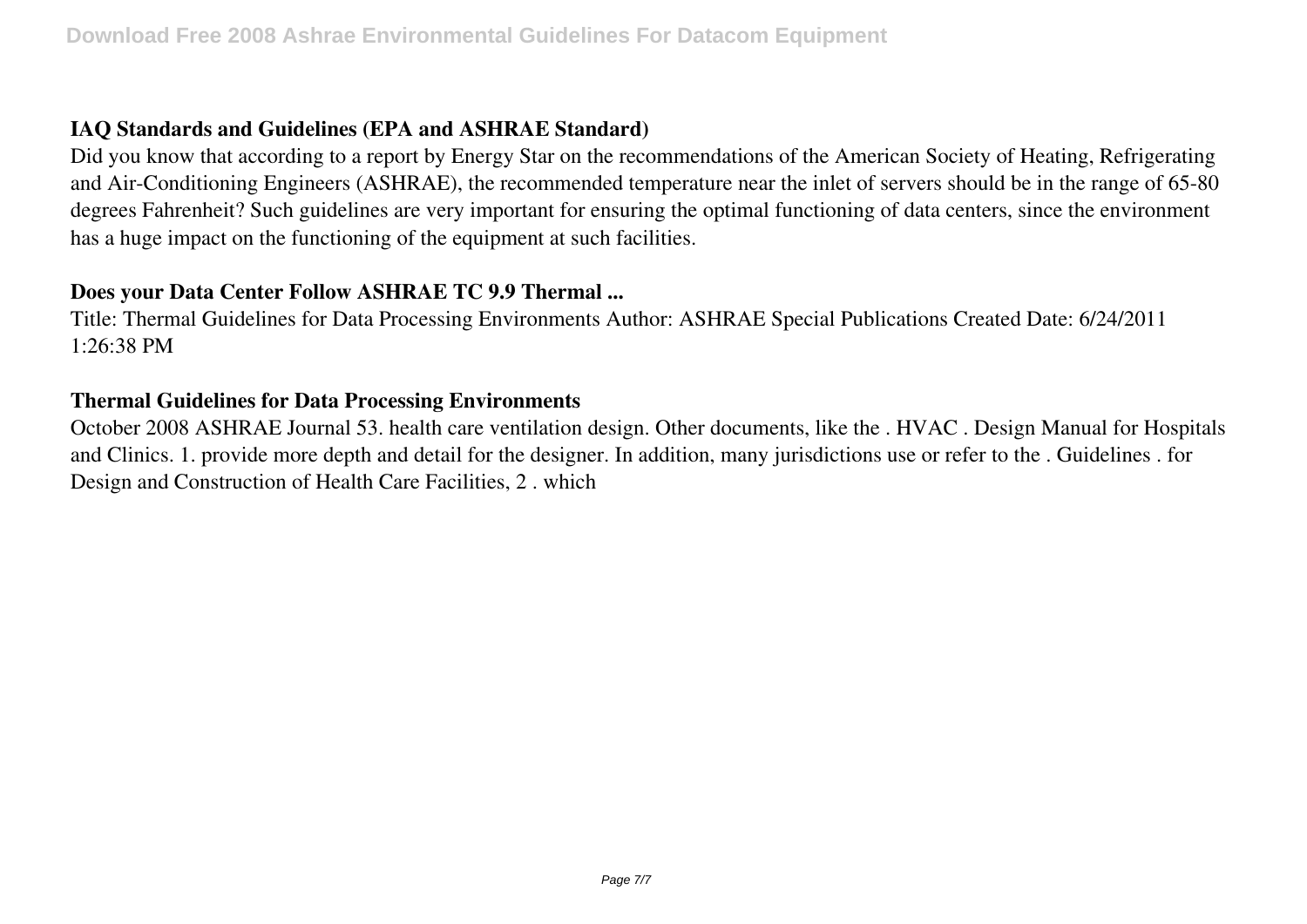**IAQ Standards and Guidelines (EPA and ASHRAE Standard)**

Did you know that according to a report by Energy Star on the recommendations of the American Society of Heating, Refrigerating and Air-Conditioning Engineers (ASHRAE), the recommended temperature near the inlet of servers should be in the range of 65-80 degrees Fahrenheit? Such guidelines are very important for ensuring the optimal functioning of data centers, since the environment has a huge impact on the functioning of the equipment at such facilities.

**Does your Data Center Follow ASHRAE TC 9.9 Thermal ...**

Title: Thermal Guidelines for Data Processing Environments Author: ASHRAE Special Publications Created Date: 6/24/2011 1:26:38 PM

**Thermal Guidelines for Data Processing Environments**

October 2008 ASHRAE Journal 53. health care ventilation design. Other documents, like the . HVAC . Design Manual for Hospitals and Clinics. 1. provide more depth and detail for the designer. In addition, many jurisdictions use or refer to the . Guidelines . for Design and Construction of Health Care Facilities, 2 . which